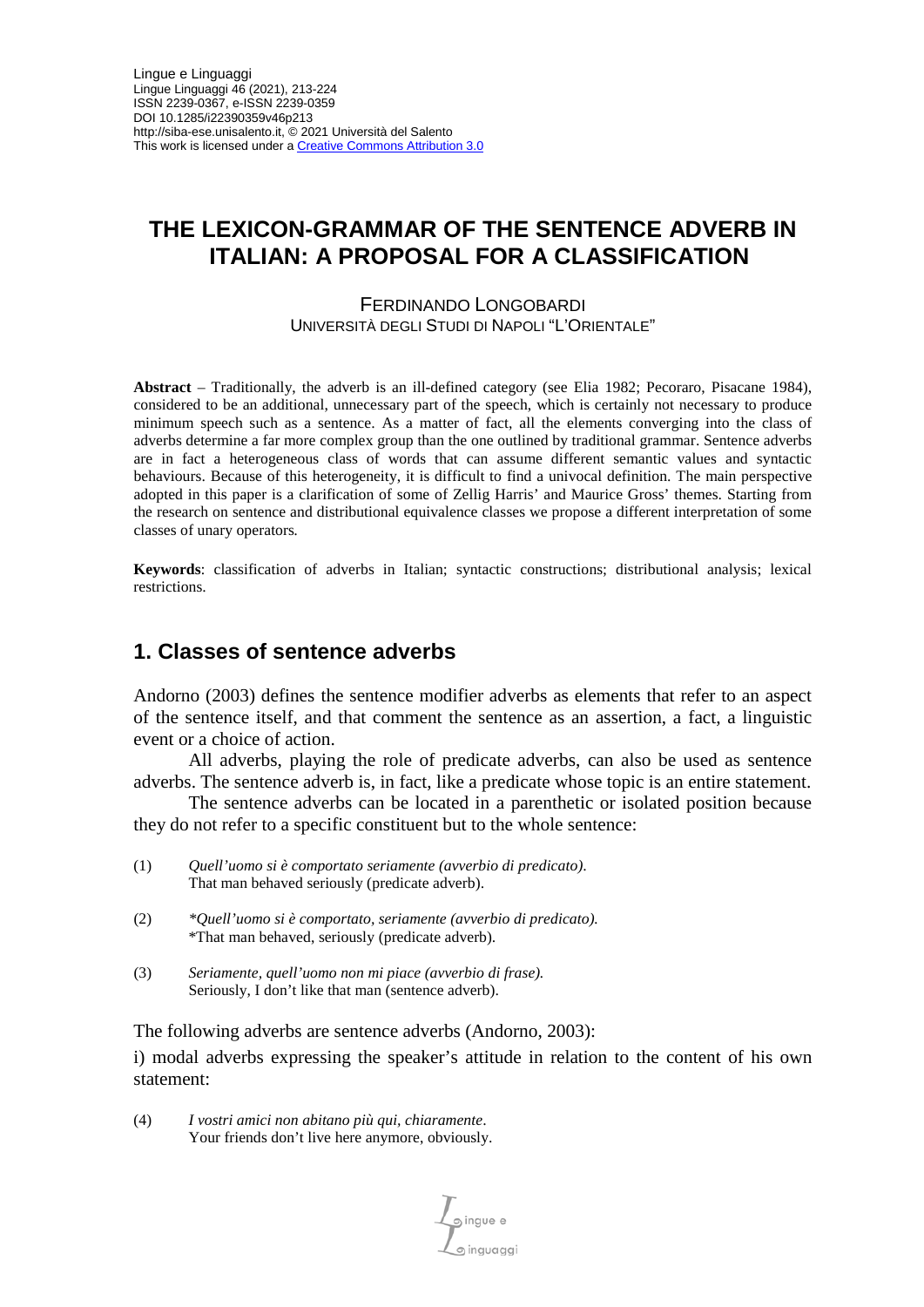# THE LEXICON-GRAMMAR OF THE SENTENCE ADVERB IN ITALIAN: A PROPOSAL FOR A CLASSIFICATION

FERDINANDO LONGOBARDI
UNIVERSITÀ DEGLI STUDI DI NAPOLI "L'ORIENTALE"

**Abstract** – Traditionally, the adverb is an ill-defined category (see Elia 1982; Pecoraro, Pisacane 1984), considered to be an additional, unnecessary part of the speech, which is certainly not necessary to produce minimum speech such as a sentence. As a matter of fact, all the elements converging into the class of adverbs determine a far more complex group than the one outlined by traditional grammar. Sentence adverbs are in fact a heterogeneous class of words that can assume different semantic values and syntactic behaviours. Because of this heterogeneity, it is difficult to find a univocal definition. The main perspective adopted in this paper is a clarification of some of Zellig Harris' and Maurice Gross' themes. Starting from the research on sentence and distributional equivalence classes we propose a different interpretation of some classes of unary operators.

**Keywords**: classification of adverbs in Italian; syntactic constructions; distributional analysis; lexical restrictions.

## 1. Classes of sentence adverbs

Andorno (2003) defines the sentence modifier adverbs as elements that refer to an aspect of the sentence itself, and that comment the sentence as an assertion, a fact, a linguistic event or a choice of action.

All adverbs, playing the role of predicate adverbs, can also be used as sentence adverbs. The sentence adverb is, in fact, like a predicate whose topic is an entire statement.

The sentence adverbs can be located in a parenthetic or isolated position because they do not refer to a specific constituent but to the whole sentence:

(1) *Quell'uomo si è comportato seriamente (avverbio di predicato).*
That man behaved seriously (predicate adverb).

(2) *\*Quell'uomo si è comportato, seriamente (avverbio di predicato).*
\*That man behaved, seriously (predicate adverb).

(3) *Seriamente, quell'uomo non mi piace (avverbio di frase).*
Seriously, I don't like that man (sentence adverb).

The following adverbs are sentence adverbs (Andorno, 2003):

i) modal adverbs expressing the speaker's attitude in relation to the content of his own statement:

(4) *I vostri amici non abitano più qui, chiaramente*.
Your friends don't live here anymore, obviously.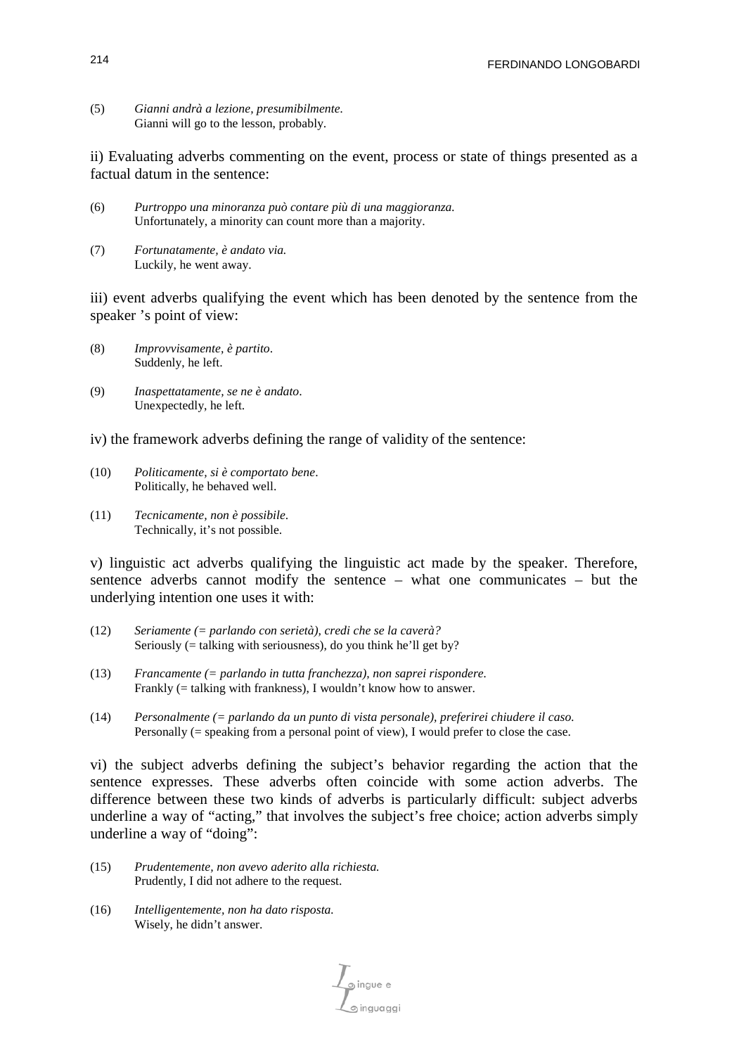(5) *Gianni andrà a lezione, presumibilmente.*
Gianni will go to the lesson, probably.

ii) Evaluating adverbs commenting on the event, process or state of things presented as a factual datum in the sentence:

(6) *Purtroppo una minoranza può contare più di una maggioranza.*
Unfortunately, a minority can count more than a majority.

(7) *Fortunatamente, è andato via.*
Luckily, he went away.

iii) event adverbs qualifying the event which has been denoted by the sentence from the speaker 's point of view:

(8) *Improvvisamente, è partito.*
Suddenly, he left.

(9) *Inaspettatamente, se ne è andato.*
Unexpectedly, he left.

iv) the framework adverbs defining the range of validity of the sentence:

(10) *Politicamente, si è comportato bene.*
Politically, he behaved well.

(11) *Tecnicamente, non è possibile.*
Technically, it's not possible.

v) linguistic act adverbs qualifying the linguistic act made by the speaker. Therefore, sentence adverbs cannot modify the sentence – what one communicates – but the underlying intention one uses it with:

(12) *Seriamente (= parlando con serietà), credi che se la caverà?*
Seriously (= talking with seriousness), do you think he'll get by?

(13) *Francamente (= parlando in tutta franchezza), non saprei rispondere.*
Frankly (= talking with frankness), I wouldn't know how to answer.

(14) *Personalmente (= parlando da un punto di vista personale), preferirei chiudere il caso.*
Personally (= speaking from a personal point of view), I would prefer to close the case.

vi) the subject adverbs defining the subject's behavior regarding the action that the sentence expresses. These adverbs often coincide with some action adverbs. The difference between these two kinds of adverbs is particularly difficult: subject adverbs underline a way of "acting," that involves the subject's free choice; action adverbs simply underline a way of "doing":

(15) *Prudentemente, non avevo aderito alla richiesta.*
Prudently, I did not adhere to the request.

(16) *Intelligentemente, non ha dato risposta.*
Wisely, he didn't answer.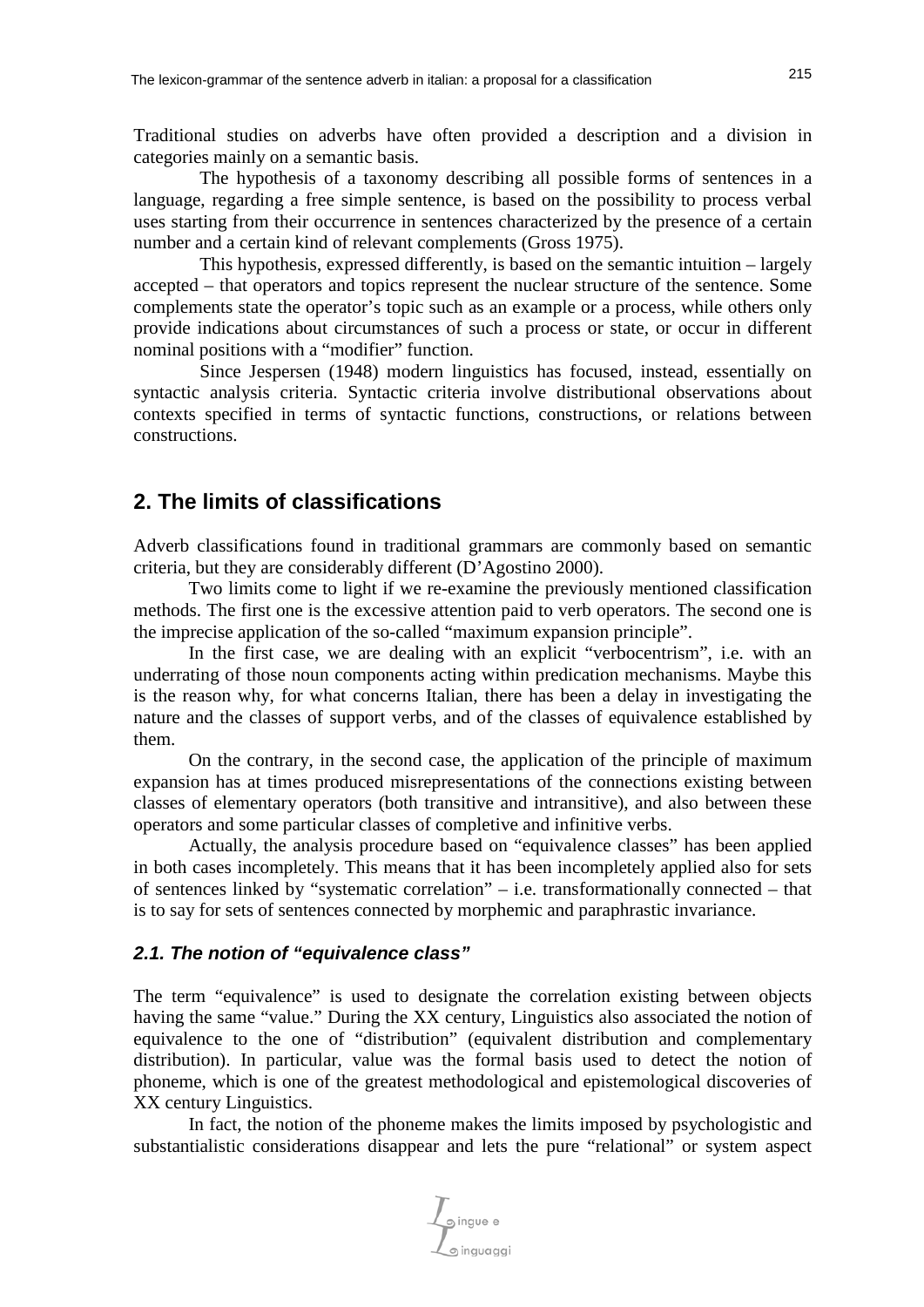Traditional studies on adverbs have often provided a description and a division in categories mainly on a semantic basis.

The hypothesis of a taxonomy describing all possible forms of sentences in a language, regarding a free simple sentence, is based on the possibility to process verbal uses starting from their occurrence in sentences characterized by the presence of a certain number and a certain kind of relevant complements (Gross 1975).

This hypothesis, expressed differently, is based on the semantic intuition – largely accepted – that operators and topics represent the nuclear structure of the sentence. Some complements state the operator's topic such as an example or a process, while others only provide indications about circumstances of such a process or state, or occur in different nominal positions with a "modifier" function.

Since Jespersen (1948) modern linguistics has focused, instead, essentially on syntactic analysis criteria. Syntactic criteria involve distributional observations about contexts specified in terms of syntactic functions, constructions, or relations between constructions.

## 2. The limits of classifications

Adverb classifications found in traditional grammars are commonly based on semantic criteria, but they are considerably different (D'Agostino 2000).

Two limits come to light if we re-examine the previously mentioned classification methods. The first one is the excessive attention paid to verb operators. The second one is the imprecise application of the so-called "maximum expansion principle".

In the first case, we are dealing with an explicit "verbocentrism", i.e. with an underrating of those noun components acting within predication mechanisms. Maybe this is the reason why, for what concerns Italian, there has been a delay in investigating the nature and the classes of support verbs, and of the classes of equivalence established by them.

On the contrary, in the second case, the application of the principle of maximum expansion has at times produced misrepresentations of the connections existing between classes of elementary operators (both transitive and intransitive), and also between these operators and some particular classes of completive and infinitive verbs.

Actually, the analysis procedure based on "equivalence classes" has been applied in both cases incompletely. This means that it has been incompletely applied also for sets of sentences linked by "systematic correlation" – i.e. transformationally connected – that is to say for sets of sentences connected by morphemic and paraphrastic invariance.

### *2.1. The notion of "equivalence class"*

The term "equivalence" is used to designate the correlation existing between objects having the same "value." During the XX century, Linguistics also associated the notion of equivalence to the one of "distribution" (equivalent distribution and complementary distribution). In particular, value was the formal basis used to detect the notion of phoneme, which is one of the greatest methodological and epistemological discoveries of XX century Linguistics.

In fact, the notion of the phoneme makes the limits imposed by psychologistic and substantialistic considerations disappear and lets the pure "relational" or system aspect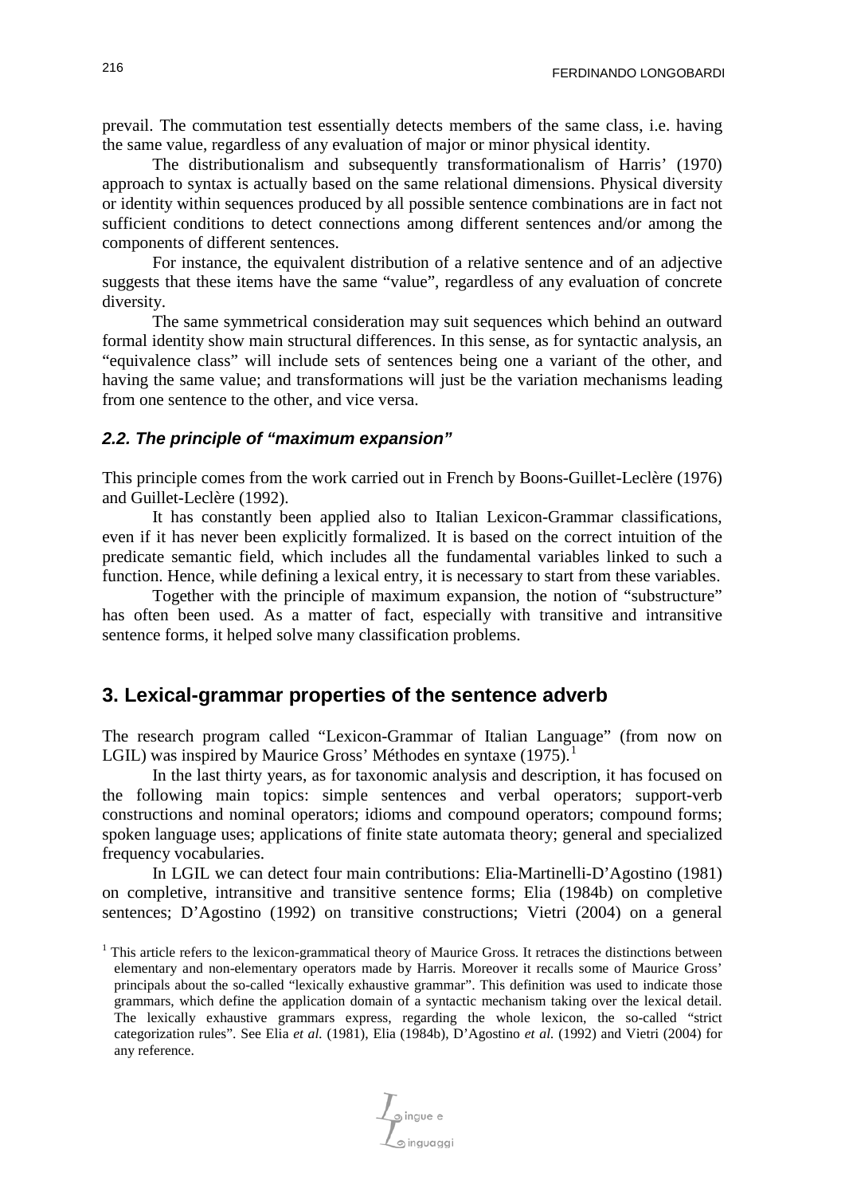prevail. The commutation test essentially detects members of the same class, i.e. having the same value, regardless of any evaluation of major or minor physical identity.

The distributionalism and subsequently transformationalism of Harris' (1970) approach to syntax is actually based on the same relational dimensions. Physical diversity or identity within sequences produced by all possible sentence combinations are in fact not sufficient conditions to detect connections among different sentences and/or among the components of different sentences.

For instance, the equivalent distribution of a relative sentence and of an adjective suggests that these items have the same "value", regardless of any evaluation of concrete diversity.

The same symmetrical consideration may suit sequences which behind an outward formal identity show main structural differences. In this sense, as for syntactic analysis, an "equivalence class" will include sets of sentences being one a variant of the other, and having the same value; and transformations will just be the variation mechanisms leading from one sentence to the other, and vice versa.

### *2.2. The principle of "maximum expansion"*

This principle comes from the work carried out in French by Boons-Guillet-Leclère (1976) and Guillet-Leclère (1992).

It has constantly been applied also to Italian Lexicon-Grammar classifications, even if it has never been explicitly formalized. It is based on the correct intuition of the predicate semantic field, which includes all the fundamental variables linked to such a function. Hence, while defining a lexical entry, it is necessary to start from these variables.

Together with the principle of maximum expansion, the notion of "substructure" has often been used. As a matter of fact, especially with transitive and intransitive sentence forms, it helped solve many classification problems.

## 3. Lexical-grammar properties of the sentence adverb

The research program called "Lexicon-Grammar of Italian Language" (from now on LGIL) was inspired by Maurice Gross' Méthodes en syntaxe (1975).[1]

In the last thirty years, as for taxonomic analysis and description, it has focused on the following main topics: simple sentences and verbal operators; support-verb constructions and nominal operators; idioms and compound operators; compound forms; spoken language uses; applications of finite state automata theory; general and specialized frequency vocabularies.

In LGIL we can detect four main contributions: Elia-Martinelli-D'Agostino (1981) on completive, intransitive and transitive sentence forms; Elia (1984b) on completive sentences; D'Agostino (1992) on transitive constructions; Vietri (2004) on a general

[1] This article refers to the lexicon-grammatical theory of Maurice Gross. It retraces the distinctions between elementary and non-elementary operators made by Harris. Moreover it recalls some of Maurice Gross' principals about the so-called "lexically exhaustive grammar". This definition was used to indicate those grammars, which define the application domain of a syntactic mechanism taking over the lexical detail. The lexically exhaustive grammars express, regarding the whole lexicon, the so-called "strict categorization rules". See Elia *et al.* (1981), Elia (1984b), D'Agostino *et al.* (1992) and Vietri (2004) for any reference.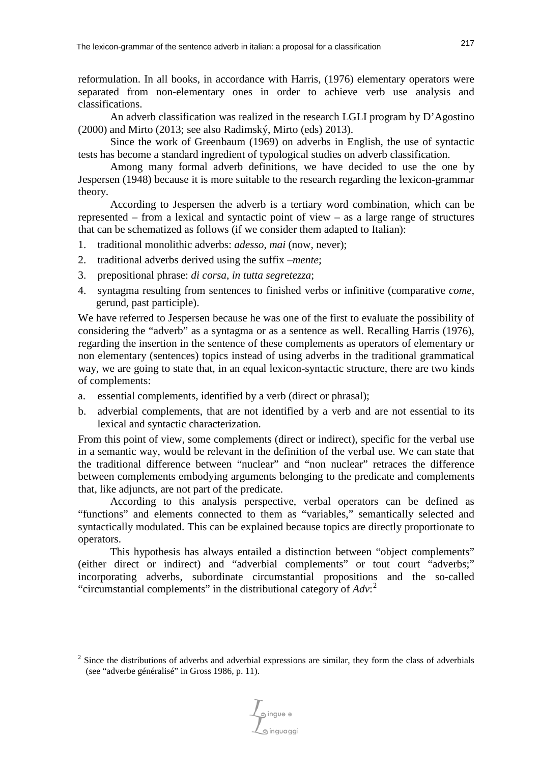reformulation. In all books, in accordance with Harris, (1976) elementary operators were separated from non-elementary ones in order to achieve verb use analysis and classifications.

An adverb classification was realized in the research LGLI program by D'Agostino (2000) and Mirto (2013; see also Radimský, Mirto (eds) 2013).

Since the work of Greenbaum (1969) on adverbs in English, the use of syntactic tests has become a standard ingredient of typological studies on adverb classification.

Among many formal adverb definitions, we have decided to use the one by Jespersen (1948) because it is more suitable to the research regarding the lexicon-grammar theory.

According to Jespersen the adverb is a tertiary word combination, which can be represented – from a lexical and syntactic point of view – as a large range of structures that can be schematized as follows (if we consider them adapted to Italian):

1. traditional monolithic adverbs: *adesso*, *mai* (now, never);
2. traditional adverbs derived using the suffix *–mente*;
3. prepositional phrase: *di corsa*, *in tutta segretezza*;
4. syntagma resulting from sentences to finished verbs or infinitive (comparative *come*, gerund, past participle).

We have referred to Jespersen because he was one of the first to evaluate the possibility of considering the "adverb" as a syntagma or as a sentence as well. Recalling Harris (1976), regarding the insertion in the sentence of these complements as operators of elementary or non elementary (sentences) topics instead of using adverbs in the traditional grammatical way, we are going to state that, in an equal lexicon-syntactic structure, there are two kinds of complements:

a. essential complements, identified by a verb (direct or phrasal);
b. adverbial complements, that are not identified by a verb and are not essential to its lexical and syntactic characterization.

From this point of view, some complements (direct or indirect), specific for the verbal use in a semantic way, would be relevant in the definition of the verbal use. We can state that the traditional difference between "nuclear" and "non nuclear" retraces the difference between complements embodying arguments belonging to the predicate and complements that, like adjuncts, are not part of the predicate.

According to this analysis perspective, verbal operators can be defined as "functions" and elements connected to them as "variables," semantically selected and syntactically modulated. This can be explained because topics are directly proportionate to operators.

This hypothesis has always entailed a distinction between "object complements" (either direct or indirect) and "adverbial complements" or tout court "adverbs;" incorporating adverbs, subordinate circumstantial propositions and the so-called "circumstantial complements" in the distributional category of *Adv*:[2]

[2] Since the distributions of adverbs and adverbial expressions are similar, they form the class of adverbials (see "adverbe généralisé" in Gross 1986, p. 11).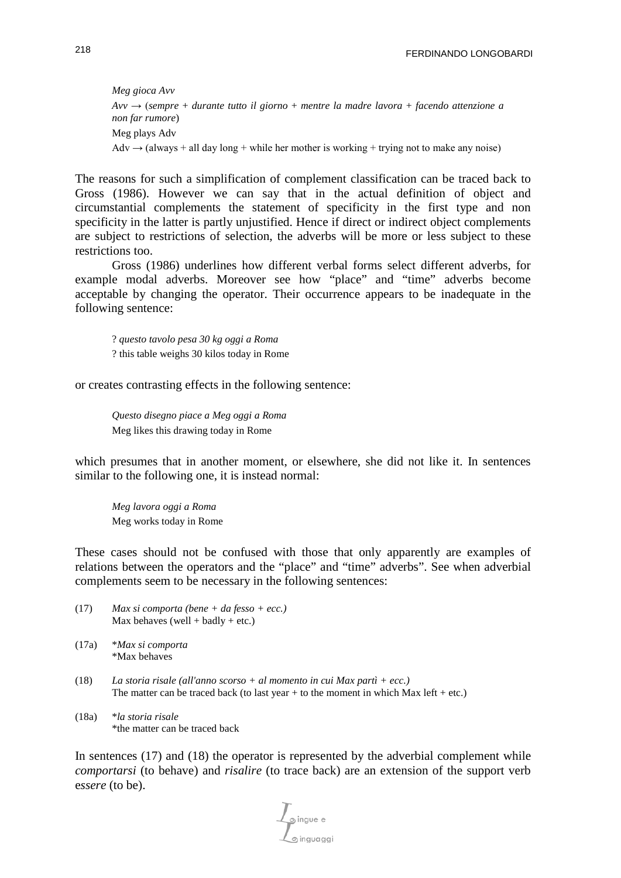*Meg gioca Avv*

*Avv* → (*sempre* + *durante tutto il giorno* + *mentre la madre lavora* + *facendo attenzione a non far rumore*)

Meg plays Adv

Adv → (always + all day long + while her mother is working + trying not to make any noise)

The reasons for such a simplification of complement classification can be traced back to Gross (1986). However we can say that in the actual definition of object and circumstantial complements the statement of specificity in the first type and non specificity in the latter is partly unjustified. Hence if direct or indirect object complements are subject to restrictions of selection, the adverbs will be more or less subject to these restrictions too.

Gross (1986) underlines how different verbal forms select different adverbs, for example modal adverbs. Moreover see how "place" and "time" adverbs become acceptable by changing the operator. Their occurrence appears to be inadequate in the following sentence:

? *questo tavolo pesa 30 kg oggi a Roma*

? this table weighs 30 kilos today in Rome

or creates contrasting effects in the following sentence:

*Questo disegno piace a Meg oggi a Roma*

Meg likes this drawing today in Rome

which presumes that in another moment, or elsewhere, she did not like it. In sentences similar to the following one, it is instead normal:

*Meg lavora oggi a Roma*

Meg works today in Rome

These cases should not be confused with those that only apparently are examples of relations between the operators and the "place" and "time" adverbs". See when adverbial complements seem to be necessary in the following sentences:

(17) *Max si comporta (bene + da fesso + ecc.)*
Max behaves (well + badly + etc.)

(17a) \**Max si comporta*
\*Max behaves

(18) *La storia risale (all'anno scorso + al momento in cui Max partì + ecc.)*
The matter can be traced back (to last year + to the moment in which Max left + etc.)

(18a) \**la storia risale*
\*the matter can be traced back

In sentences (17) and (18) the operator is represented by the adverbial complement while *comportarsi* (to behave) and *risalire* (to trace back) are an extension of the support verb e*ssere* (to be).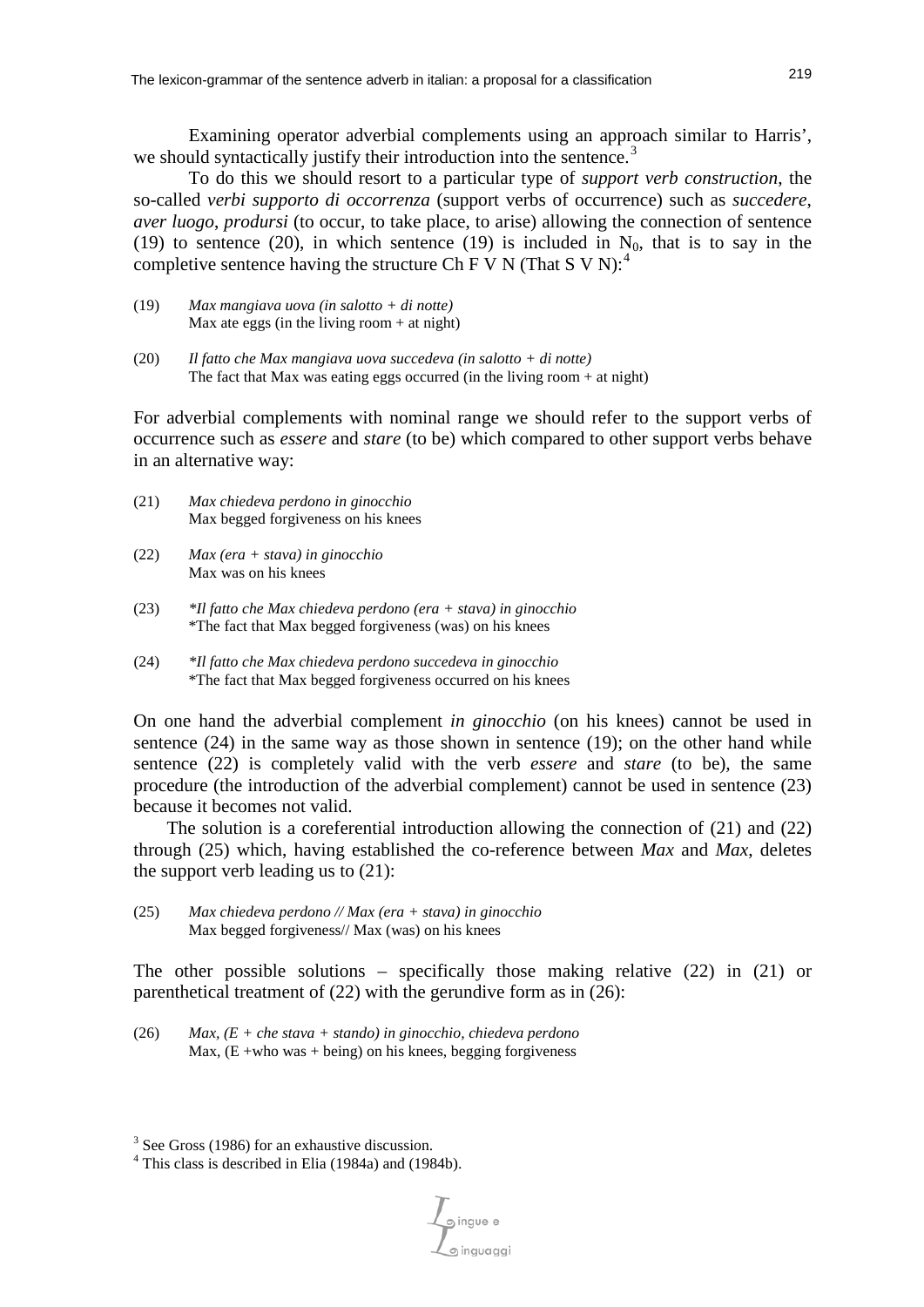Examining operator adverbial complements using an approach similar to Harris', we should syntactically justify their introduction into the sentence.[3]

To do this we should resort to a particular type of *support verb construction*, the so-called *verbi supporto di occorrenza* (support verbs of occurrence) such as *succedere*, *aver luogo*, *prodursi* (to occur, to take place, to arise) allowing the connection of sentence (19) to sentence (20), in which sentence (19) is included in $N_0$, that is to say in the completive sentence having the structure Ch F V N (That S V N):[4]

(19) *Max mangiava uova (in salotto + di notte)*
Max ate eggs (in the living room + at night)

(20) *Il fatto che Max mangiava uova succedeva (in salotto + di notte)*
The fact that Max was eating eggs occurred (in the living room + at night)

For adverbial complements with nominal range we should refer to the support verbs of occurrence such as *essere* and *stare* (to be) which compared to other support verbs behave in an alternative way:

(21) *Max chiedeva perdono in ginocchio*
Max begged forgiveness on his knees

(22) *Max (era + stava) in ginocchio*
Max was on his knees

(23) *\*Il fatto che Max chiedeva perdono (era + stava) in ginocchio*
\*The fact that Max begged forgiveness (was) on his knees

(24) *\*Il fatto che Max chiedeva perdono succedeva in ginocchio*
\*The fact that Max begged forgiveness occurred on his knees

On one hand the adverbial complement *in ginocchio* (on his knees) cannot be used in sentence (24) in the same way as those shown in sentence (19); on the other hand while sentence (22) is completely valid with the verb *essere* and *stare* (to be), the same procedure (the introduction of the adverbial complement) cannot be used in sentence (23) because it becomes not valid.

The solution is a coreferential introduction allowing the connection of (21) and (22) through (25) which, having established the co-reference between *Max* and *Max*, deletes the support verb leading us to (21):

(25) *Max chiedeva perdono // Max (era + stava) in ginocchio*
Max begged forgiveness// Max (was) on his knees

The other possible solutions – specifically those making relative (22) in (21) or parenthetical treatment of (22) with the gerundive form as in (26):

(26) *Max, (E + che stava + stando) in ginocchio, chiedeva perdono*
Max, (E +who was + being) on his knees, begging forgiveness

[3] See Gross (1986) for an exhaustive discussion.

[4] This class is described in Elia (1984a) and (1984b).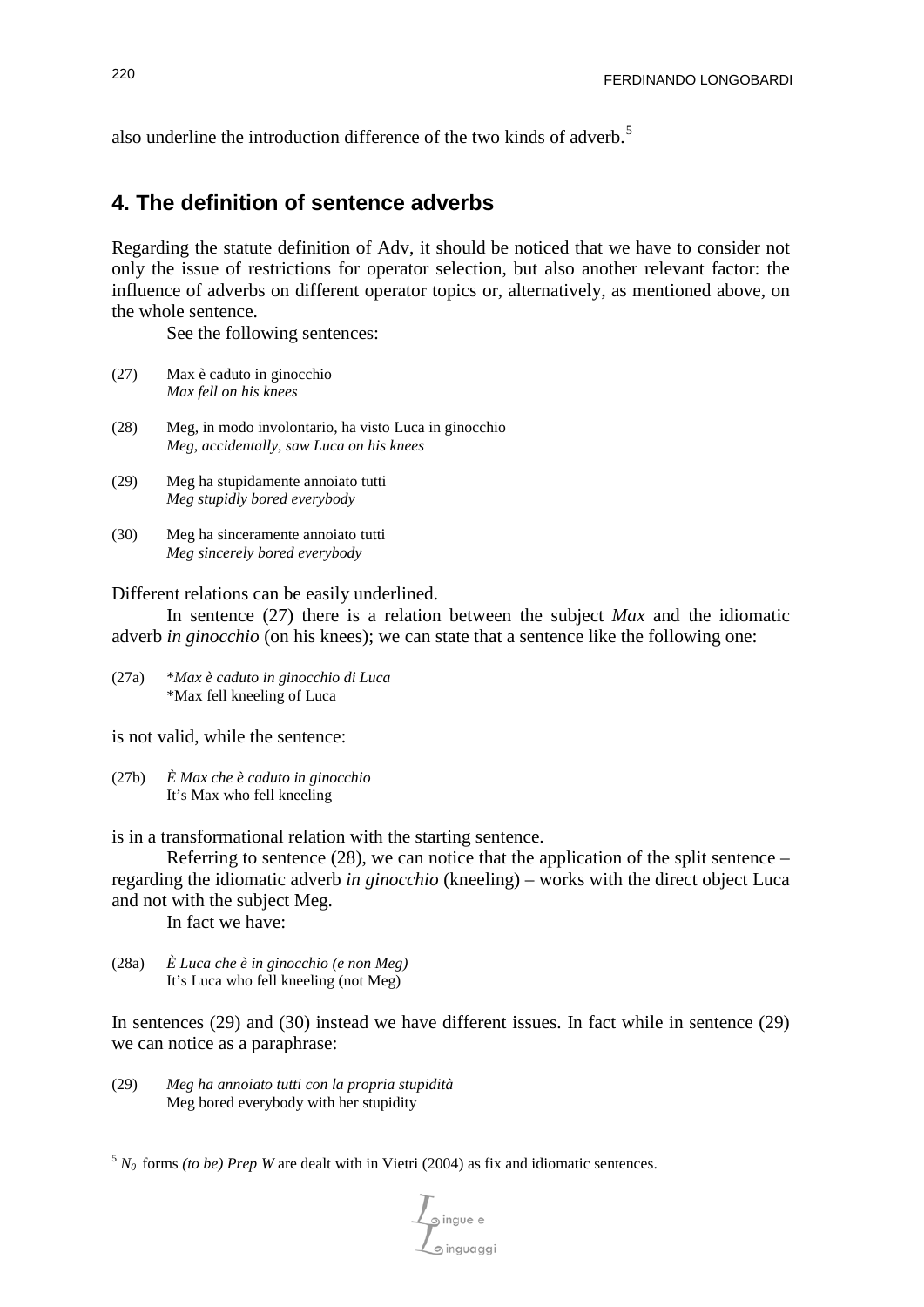also underline the introduction difference of the two kinds of adverb.[5]

## 4. The definition of sentence adverbs

Regarding the statute definition of Adv, it should be noticed that we have to consider not only the issue of restrictions for operator selection, but also another relevant factor: the influence of adverbs on different operator topics or, alternatively, as mentioned above, on the whole sentence.

See the following sentences:

(27) Max è caduto in ginocchio
*Max fell on his knees*

(28) Meg, in modo involontario, ha visto Luca in ginocchio
*Meg, accidentally, saw Luca on his knees*

(29) Meg ha stupidamente annoiato tutti
*Meg stupidly bored everybody*

(30) Meg ha sinceramente annoiato tutti
*Meg sincerely bored everybody*

Different relations can be easily underlined.

In sentence (27) there is a relation between the subject *Max* and the idiomatic adverb *in ginocchio* (on his knees); we can state that a sentence like the following one:

(27a) **Max è caduto in ginocchio di Luca*
*Max fell kneeling of Luca

is not valid, while the sentence:

(27b) *È Max che è caduto in ginocchio*
It's Max who fell kneeling

is in a transformational relation with the starting sentence.

Referring to sentence (28), we can notice that the application of the split sentence – regarding the idiomatic adverb *in ginocchio* (kneeling) – works with the direct object Luca and not with the subject Meg.

In fact we have:

(28a) *È Luca che è in ginocchio (e non Meg)*
It's Luca who fell kneeling (not Meg)

In sentences (29) and (30) instead we have different issues. In fact while in sentence (29) we can notice as a paraphrase:

(29) *Meg ha annoiato tutti con la propria stupidità*
Meg bored everybody with her stupidity

[5] $N_0$ forms *(to be) Prep W* are dealt with in Vietri (2004) as fix and idiomatic sentences.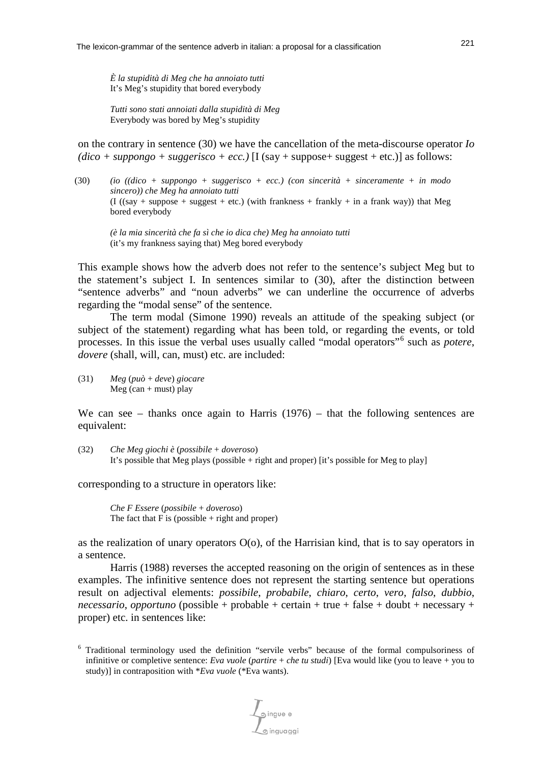*È la stupidità di Meg che ha annoiato tutti*
It's Meg's stupidity that bored everybody

*Tutti sono stati annoiati dalla stupidità di Meg*
Everybody was bored by Meg's stupidity

on the contrary in sentence (30) we have the cancellation of the meta-discourse operator *Io (dico + suppongo + suggerisco + ecc.)* [I (say + suppose+ suggest + etc.)] as follows:

(30) *(io ((dico + suppongo + suggerisco + ecc.) (con sincerità + sinceramente + in modo sincero)) che Meg ha annoiato tutti*
(I ((say + suppose + suggest + etc.) (with frankness + frankly + in a frank way)) that Meg bored everybody

*(è la mia sincerità che fa sì che io dica che) Meg ha annoiato tutti*
(it's my frankness saying that) Meg bored everybody

This example shows how the adverb does not refer to the sentence's subject Meg but to the statement's subject I. In sentences similar to (30), after the distinction between "sentence adverbs" and "noun adverbs" we can underline the occurrence of adverbs regarding the "modal sense" of the sentence.

The term modal (Simone 1990) reveals an attitude of the speaking subject (or subject of the statement) regarding what has been told, or regarding the events, or told processes. In this issue the verbal uses usually called "modal operators"[6] such as *potere*, *dovere* (shall, will, can, must) etc. are included:

(31) *Meg* (*può* + *deve*) *giocare*
Meg (can + must) play

We can see – thanks once again to Harris (1976) – that the following sentences are equivalent:

(32) *Che Meg giochi è* (*possibile* + *doveroso*)
It's possible that Meg plays (possible + right and proper) [it's possible for Meg to play]

corresponding to a structure in operators like:

*Che F Essere* (*possibile* + *doveroso*)
The fact that F is (possible + right and proper)

as the realization of unary operators O(o), of the Harrisian kind, that is to say operators in a sentence.

Harris (1988) reverses the accepted reasoning on the origin of sentences as in these examples. The infinitive sentence does not represent the starting sentence but operations result on adjectival elements: *possibile*, *probabile*, *chiaro*, *certo*, *vero*, *falso*, *dubbio*, *necessario*, *opportuno* (possible + probable + certain + true + false + doubt + necessary + proper) etc. in sentences like:

[6] Traditional terminology used the definition "servile verbs" because of the formal compulsoriness of infinitive or completive sentence: *Eva vuole* (*partire* + *che tu studi*) [Eva would like (you to leave + you to study)] in contraposition with \**Eva vuole* (\*Eva wants).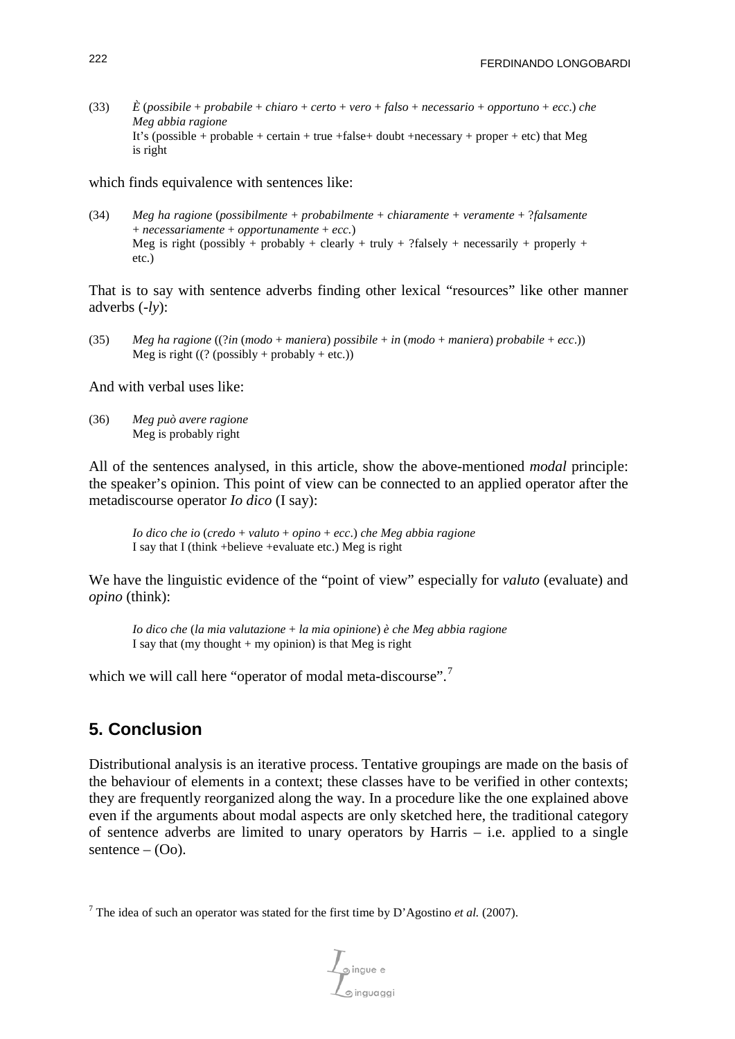(33) *È* (*possibile* + *probabile* + *chiaro* + *certo* + *vero* + *falso* + *necessario* + *opportuno* + *ecc*.) *che Meg abbia ragione*
It's (possible + probable + certain + true +false+ doubt +necessary + proper + etc) that Meg is right

which finds equivalence with sentences like:

(34) *Meg ha ragione* (*possibilmente* + *probabilmente* + *chiaramente* + *veramente* + ?*falsamente* + *necessariamente* + *opportunamente* + *ecc*.)
Meg is right (possibly + probably + clearly + truly + ?falsely + necessarily + properly + etc.)

That is to say with sentence adverbs finding other lexical "resources" like other manner adverbs (*-ly*):

(35) *Meg ha ragione* ((?*in* (*modo* + *maniera*) *possibile* + *in* (*modo* + *maniera*) *probabile* + *ecc*.))
Meg is right ((? (possibly + probably + etc.))

And with verbal uses like:

(36) *Meg può avere ragione*
Meg is probably right

All of the sentences analysed, in this article, show the above-mentioned *modal* principle: the speaker's opinion. This point of view can be connected to an applied operator after the metadiscourse operator *Io dico* (I say):

*Io dico che io* (*credo* + *valuto* + *opino* + *ecc*.) *che Meg abbia ragione*
I say that I (think +believe +evaluate etc.) Meg is right

We have the linguistic evidence of the "point of view" especially for *valuto* (evaluate) and *opino* (think):

*Io dico che* (*la mia valutazione* + *la mia opinione*) *è che Meg abbia ragione*
I say that (my thought + my opinion) is that Meg is right

which we will call here "operator of modal meta-discourse".[7]

## 5. Conclusion

Distributional analysis is an iterative process. Tentative groupings are made on the basis of the behaviour of elements in a context; these classes have to be verified in other contexts; they are frequently reorganized along the way. In a procedure like the one explained above even if the arguments about modal aspects are only sketched here, the traditional category of sentence adverbs are limited to unary operators by Harris – i.e. applied to a single sentence – (Oo).

[7] The idea of such an operator was stated for the first time by D'Agostino *et al.* (2007).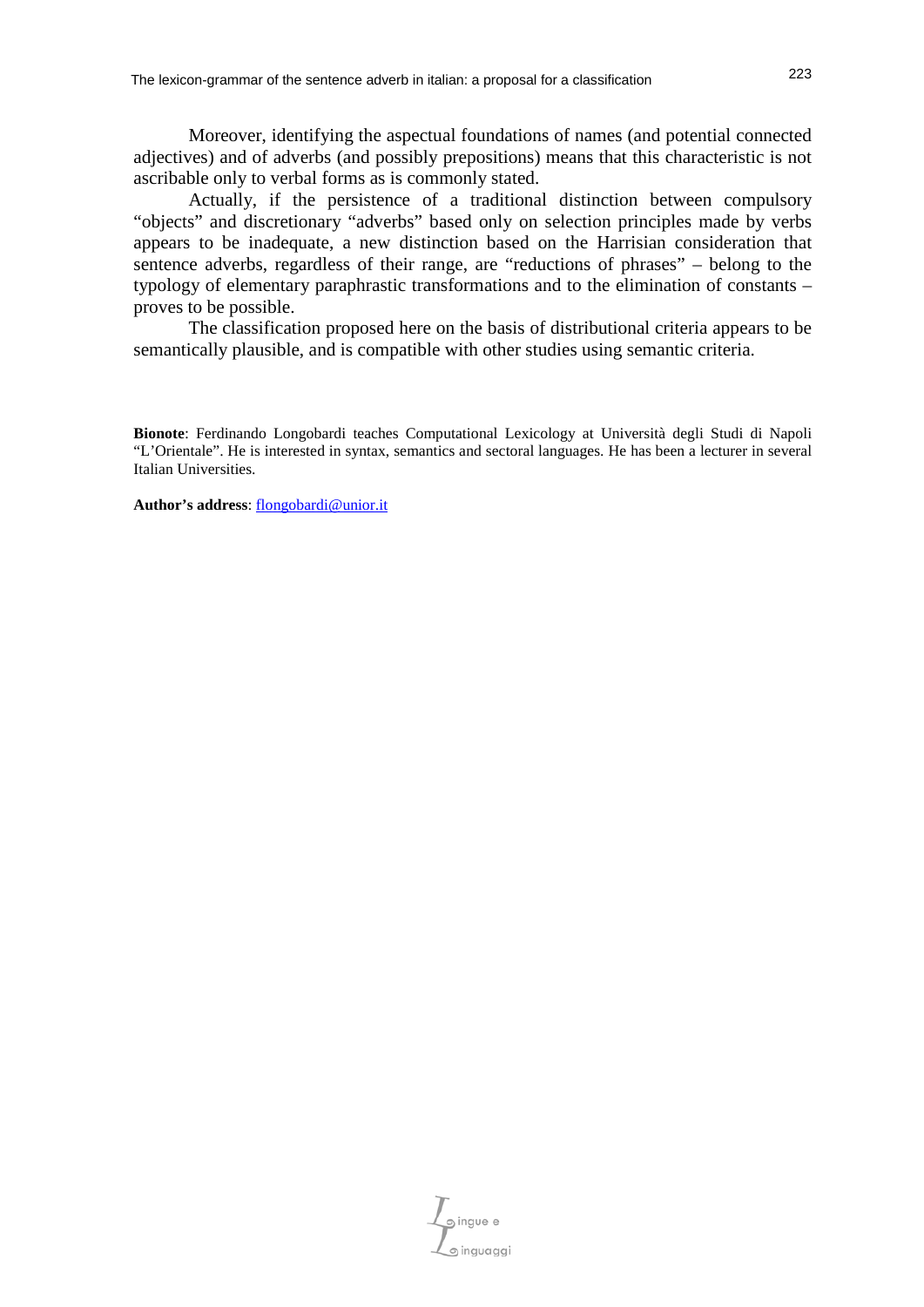Moreover, identifying the aspectual foundations of names (and potential connected adjectives) and of adverbs (and possibly prepositions) means that this characteristic is not ascribable only to verbal forms as is commonly stated.

Actually, if the persistence of a traditional distinction between compulsory "objects" and discretionary "adverbs" based only on selection principles made by verbs appears to be inadequate, a new distinction based on the Harrisian consideration that sentence adverbs, regardless of their range, are "reductions of phrases" – belong to the typology of elementary paraphrastic transformations and to the elimination of constants – proves to be possible.

The classification proposed here on the basis of distributional criteria appears to be semantically plausible, and is compatible with other studies using semantic criteria.

**Bionote**: Ferdinando Longobardi teaches Computational Lexicology at Università degli Studi di Napoli "L'Orientale". He is interested in syntax, semantics and sectoral languages. He has been a lecturer in several Italian Universities.

**Author's address**: flongobardi@unior.it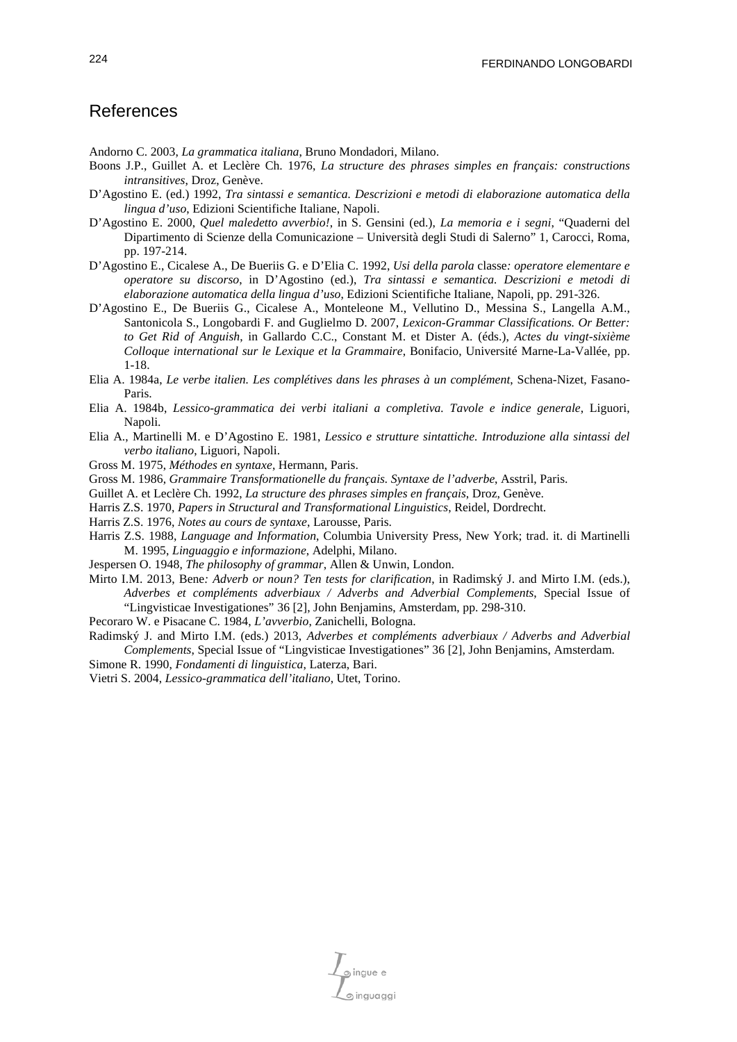## References

Andorno C. 2003, *La grammatica italiana*, Bruno Mondadori, Milano.

Boons J.P., Guillet A. et Leclère Ch. 1976, *La structure des phrases simples en français: constructions intransitives*, Droz, Genève.

D'Agostino E. (ed.) 1992, *Tra sintassi e semantica. Descrizioni e metodi di elaborazione automatica della lingua d'uso*, Edizioni Scientifiche Italiane, Napoli.

D'Agostino E. 2000, *Quel maledetto avverbio!*, in S. Gensini (ed.), *La memoria e i segni*, "Quaderni del Dipartimento di Scienze della Comunicazione – Università degli Studi di Salerno" 1, Carocci, Roma, pp. 197-214.

D'Agostino E., Cicalese A., De Bueriis G. e D'Elia C. 1992, *Usi della parola* classe*: operatore elementare e operatore su discorso*, in D'Agostino (ed.), *Tra sintassi e semantica. Descrizioni e metodi di elaborazione automatica della lingua d'uso*, Edizioni Scientifiche Italiane, Napoli, pp. 291-326.

D'Agostino E., De Bueriis G., Cicalese A., Monteleone M., Vellutino D., Messina S., Langella A.M., Santonicola S., Longobardi F. and Guglielmo D. 2007, *Lexicon-Grammar Classifications. Or Better: to Get Rid of Anguish*, in Gallardo C.C., Constant M. et Dister A. (éds.), *Actes du vingt-sixième Colloque international sur le Lexique et la Grammaire*, Bonifacio, Université Marne-La-Vallée, pp. 1-18.

Elia A. 1984a, *Le verbe italien. Les complétives dans les phrases à un complément*, Schena-Nizet, Fasano-Paris.

Elia A. 1984b, *Lessico-grammatica dei verbi italiani a completiva. Tavole e indice generale*, Liguori, Napoli.

Elia A., Martinelli M. e D'Agostino E. 1981, *Lessico e strutture sintattiche. Introduzione alla sintassi del verbo italiano*, Liguori, Napoli.

Gross M. 1975, *Méthodes en syntaxe*, Hermann, Paris.

Gross M. 1986, *Grammaire Transformationelle du français. Syntaxe de l'adverbe*, Asstril, Paris.

Guillet A. et Leclère Ch. 1992, *La structure des phrases simples en français*, Droz, Genève.

Harris Z.S. 1970, *Papers in Structural and Transformational Linguistics*, Reidel, Dordrecht.

Harris Z.S. 1976, *Notes au cours de syntaxe*, Larousse, Paris.

Harris Z.S. 1988, *Language and Information*, Columbia University Press, New York; trad. it. di Martinelli M. 1995, *Linguaggio e informazione*, Adelphi, Milano.

Jespersen O. 1948, *The philosophy of grammar*, Allen & Unwin, London.

Mirto I.M. 2013, Bene*: Adverb or noun? Ten tests for clarification*, in Radimský J. and Mirto I.M. (eds.), *Adverbes et compléments adverbiaux / Adverbs and Adverbial Complements*, Special Issue of "Lingvisticae Investigationes" 36 [2], John Benjamins, Amsterdam, pp. 298-310.

Pecoraro W. e Pisacane C. 1984, *L'avverbio*, Zanichelli, Bologna.

Radimský J. and Mirto I.M. (eds.) 2013, *Adverbes et compléments adverbiaux / Adverbs and Adverbial Complements*, Special Issue of "Lingvisticae Investigationes" 36 [2], John Benjamins, Amsterdam.

Simone R. 1990, *Fondamenti di linguistica*, Laterza, Bari.

Vietri S. 2004, *Lessico-grammatica dell'italiano*, Utet, Torino.